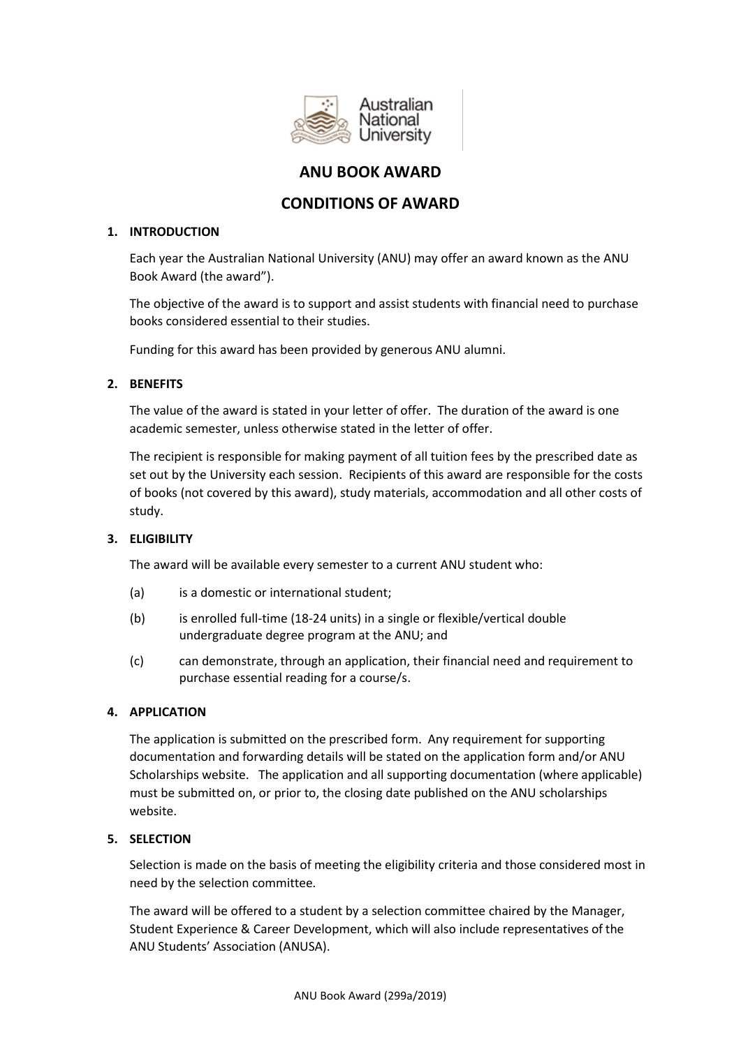# ANU BOOK AWARD

## CONDITIONS OF AWARD

### 1. INTRODUCTION

Each year the Australian National University (ANU) may offer an award known as the ANU Book Award (the award").

The objective of the award is to support and assist students with financial need to purchase books considered essential to their studies.

Funding for this award has been provided by generous ANU alumni.

### 2. BENEFITS

The value of the award is stated in your letter of offer. The duration of the award is one academic semester, unless otherwise stated in the letter of offer.

The recipient is responsible for making payment of all tuition fees by the prescribed date as set out by the University each session. Recipients of this award are responsible for the costs of books (not covered by this award), study materials, accommodation and all other costs of study.

### 3. ELIGIBILITY

The award will be available every semester to a current ANU student who:

(a) is a domestic or international student;

(b) is enrolled full-time (18-24 units) in a single or flexible/vertical double undergraduate degree program at the ANU; and

(c) can demonstrate, through an application, their financial need and requirement to purchase essential reading for a course/s.

### 4. APPLICATION

The application is submitted on the prescribed form. Any requirement for supporting documentation and forwarding details will be stated on the application form and/or ANU Scholarships website. The application and all supporting documentation (where applicable) must be submitted on, or prior to, the closing date published on the ANU scholarships website.

### 5. SELECTION

Selection is made on the basis of meeting the eligibility criteria and those considered most in need by the selection committee.

The award will be offered to a student by a selection committee chaired by the Manager, Student Experience & Career Development, which will also include representatives of the ANU Students' Association (ANUSA).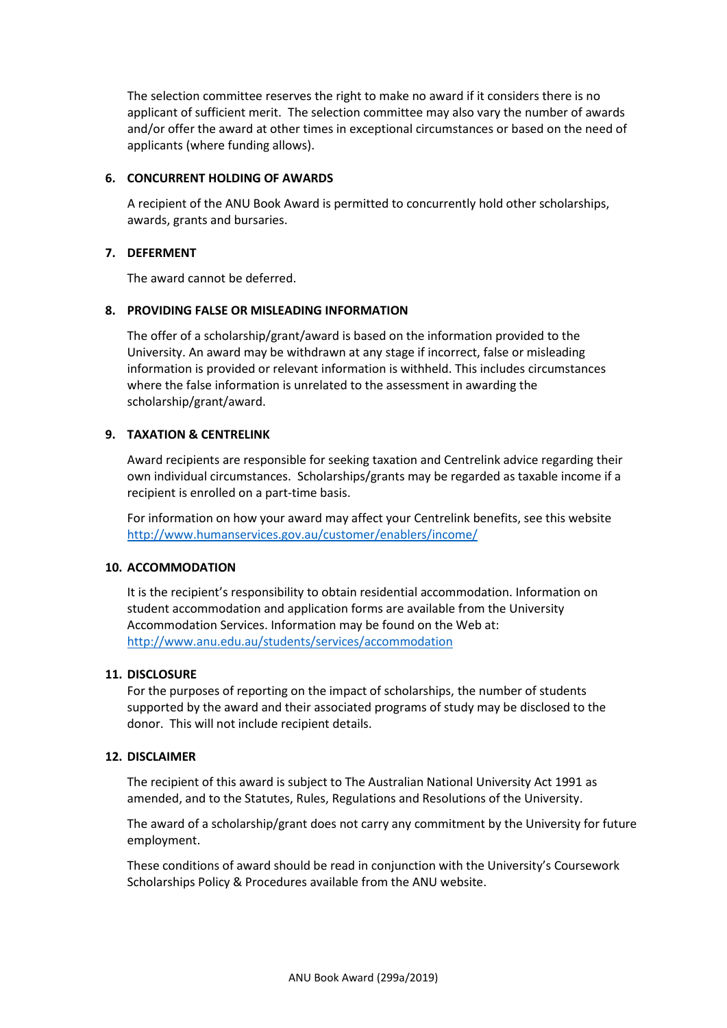The selection committee reserves the right to make no award if it considers there is no applicant of sufficient merit. The selection committee may also vary the number of awards and/or offer the award at other times in exceptional circumstances or based on the need of applicants (where funding allows).

## 6. CONCURRENT HOLDING OF AWARDS

A recipient of the ANU Book Award is permitted to concurrently hold other scholarships, awards, grants and bursaries.

## 7. DEFERMENT

The award cannot be deferred.

## 8. PROVIDING FALSE OR MISLEADING INFORMATION

The offer of a scholarship/grant/award is based on the information provided to the University. An award may be withdrawn at any stage if incorrect, false or misleading information is provided or relevant information is withheld. This includes circumstances where the false information is unrelated to the assessment in awarding the scholarship/grant/award.

## 9. TAXATION & CENTRELINK

Award recipients are responsible for seeking taxation and Centrelink advice regarding their own individual circumstances. Scholarships/grants may be regarded as taxable income if a recipient is enrolled on a part-time basis.

For information on how your award may affect your Centrelink benefits, see this website [http://www.humanservices.gov.au/customer/enablers/income/](http://www.humanservices.gov.au/customer/enablers/income/)

## 10. ACCOMMODATION

It is the recipient's responsibility to obtain residential accommodation. Information on student accommodation and application forms are available from the University Accommodation Services. Information may be found on the Web at: [http://www.anu.edu.au/students/services/accommodation](http://www.anu.edu.au/students/services/accommodation)

## 11. DISCLOSURE

For the purposes of reporting on the impact of scholarships, the number of students supported by the award and their associated programs of study may be disclosed to the donor. This will not include recipient details.

## 12. DISCLAIMER

The recipient of this award is subject to The Australian National University Act 1991 as amended, and to the Statutes, Rules, Regulations and Resolutions of the University.

The award of a scholarship/grant does not carry any commitment by the University for future employment.

These conditions of award should be read in conjunction with the University's Coursework Scholarships Policy & Procedures available from the ANU website.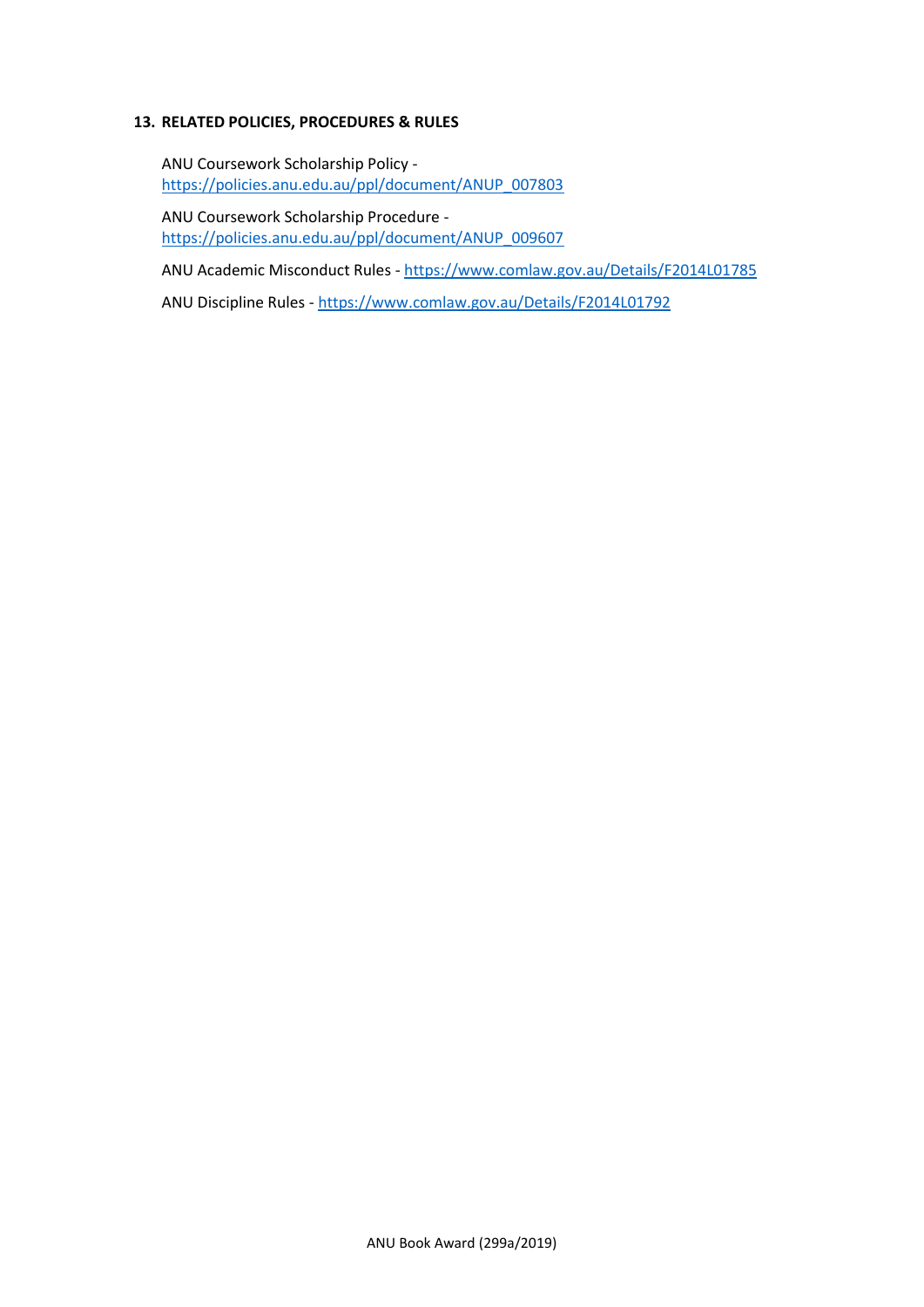## 13. RELATED POLICIES, PROCEDURES & RULES

ANU Coursework Scholarship Policy - https://policies.anu.edu.au/ppl/document/ANUP_007803

ANU Coursework Scholarship Procedure - https://policies.anu.edu.au/ppl/document/ANUP_009607

ANU Academic Misconduct Rules - https://www.comlaw.gov.au/Details/F2014L01785

ANU Discipline Rules - https://www.comlaw.gov.au/Details/F2014L01792